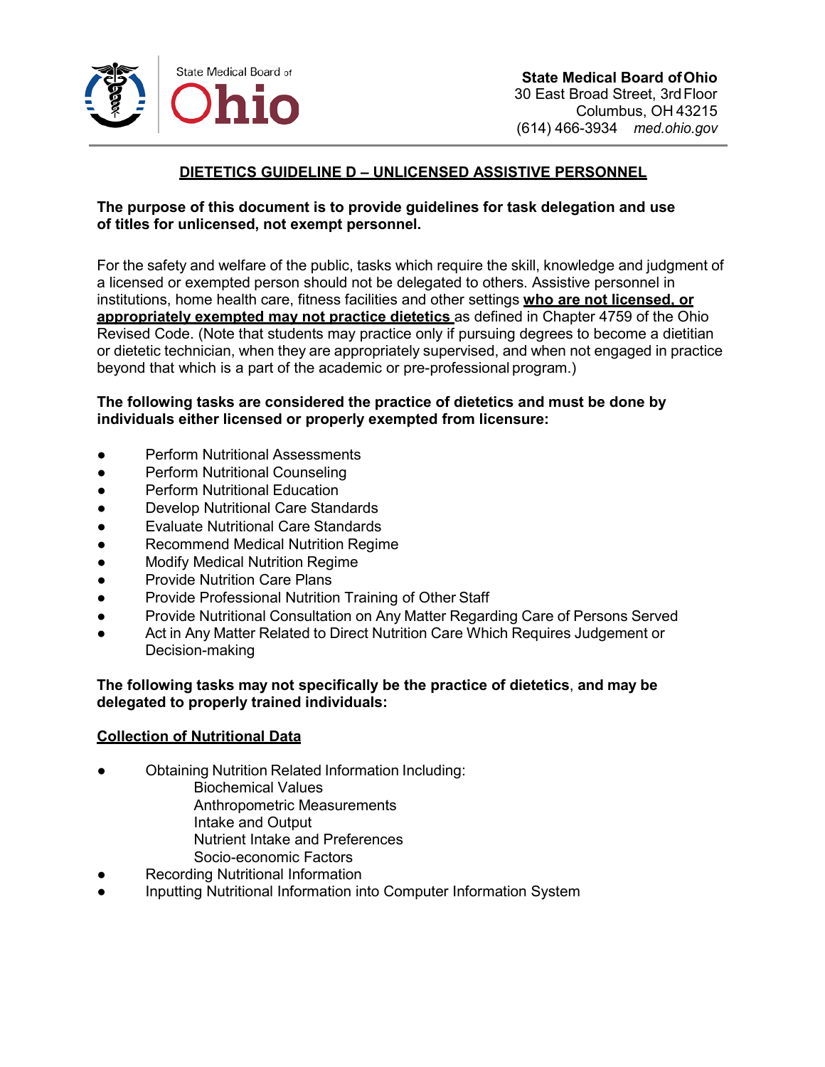**State Medical Board of Ohio**
30 East Broad Street, 3rd Floor
Columbus, OH 43215
(614) 466-3934 *med.ohio.gov*

# DIETETICS GUIDELINE D – UNLICENSED ASSISTIVE PERSONNEL

**The purpose of this document is to provide guidelines for task delegation and use of titles for unlicensed, not exempt personnel.**

For the safety and welfare of the public, tasks which require the skill, knowledge and judgment of a licensed or exempted person should not be delegated to others. Assistive personnel in institutions, home health care, fitness facilities and other settings **who are not licensed, or appropriately exempted may not practice dietetics** as defined in Chapter 4759 of the Ohio Revised Code. (Note that students may practice only if pursuing degrees to become a dietitian or dietetic technician, when they are appropriately supervised, and when not engaged in practice beyond that which is a part of the academic or pre-professional program.)

**The following tasks are considered the practice of dietetics and must be done by individuals either licensed or properly exempted from licensure:**

- Perform Nutritional Assessments
- Perform Nutritional Counseling
- Perform Nutritional Education
- Develop Nutritional Care Standards
- Evaluate Nutritional Care Standards
- Recommend Medical Nutrition Regime
- Modify Medical Nutrition Regime
- Provide Nutrition Care Plans
- Provide Professional Nutrition Training of Other Staff
- Provide Nutritional Consultation on Any Matter Regarding Care of Persons Served
- Act in Any Matter Related to Direct Nutrition Care Which Requires Judgement or Decision-making

**The following tasks may not specifically be the practice of dietetics**, **and may be delegated to properly trained individuals:**

**Collection of Nutritional Data**

- Obtaining Nutrition Related Information Including:
  - Biochemical Values
  - Anthropometric Measurements
  - Intake and Output
  - Nutrient Intake and Preferences
  - Socio-economic Factors
- Recording Nutritional Information
- Inputting Nutritional Information into Computer Information System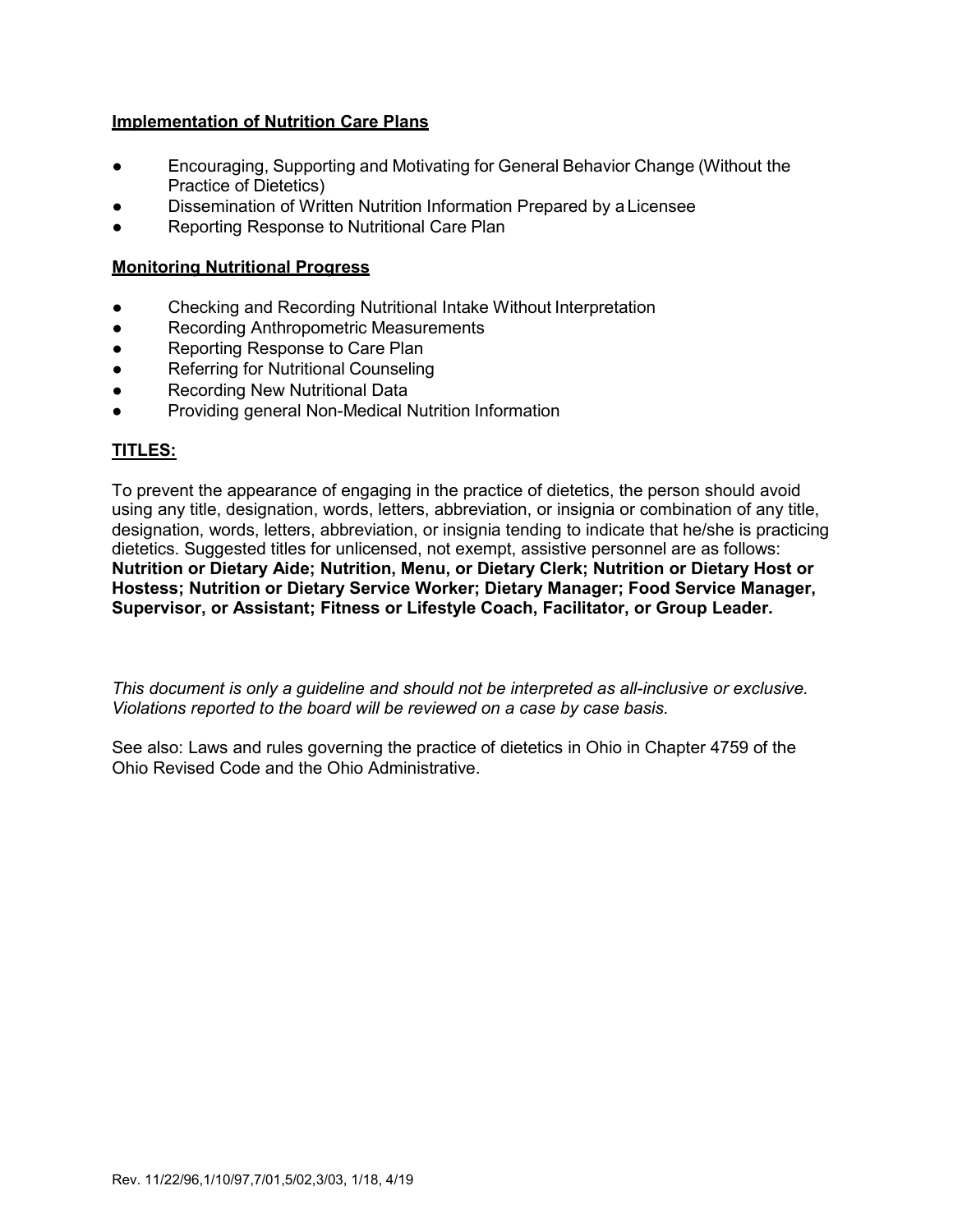**Implementation of Nutrition Care Plans**

- Encouraging, Supporting and Motivating for General Behavior Change (Without the Practice of Dietetics)
- Dissemination of Written Nutrition Information Prepared by a Licensee
- Reporting Response to Nutritional Care Plan

**Monitoring Nutritional Progress**

- Checking and Recording Nutritional Intake Without Interpretation
- Recording Anthropometric Measurements
- Reporting Response to Care Plan
- Referring for Nutritional Counseling
- Recording New Nutritional Data
- Providing general Non-Medical Nutrition Information

**TITLES:**

To prevent the appearance of engaging in the practice of dietetics, the person should avoid using any title, designation, words, letters, abbreviation, or insignia or combination of any title, designation, words, letters, abbreviation, or insignia tending to indicate that he/she is practicing dietetics. Suggested titles for unlicensed, not exempt, assistive personnel are as follows: **Nutrition or Dietary Aide; Nutrition, Menu, or Dietary Clerk; Nutrition or Dietary Host or Hostess; Nutrition or Dietary Service Worker; Dietary Manager; Food Service Manager, Supervisor, or Assistant; Fitness or Lifestyle Coach, Facilitator, or Group Leader.**

*This document is only a guideline and should not be interpreted as all-inclusive or exclusive. Violations reported to the board will be reviewed on a case by case basis.*

See also: Laws and rules governing the practice of dietetics in Ohio in Chapter 4759 of the Ohio Revised Code and the Ohio Administrative.

Rev. 11/22/96,1/10/97,7/01,5/02,3/03, 1/18, 4/19